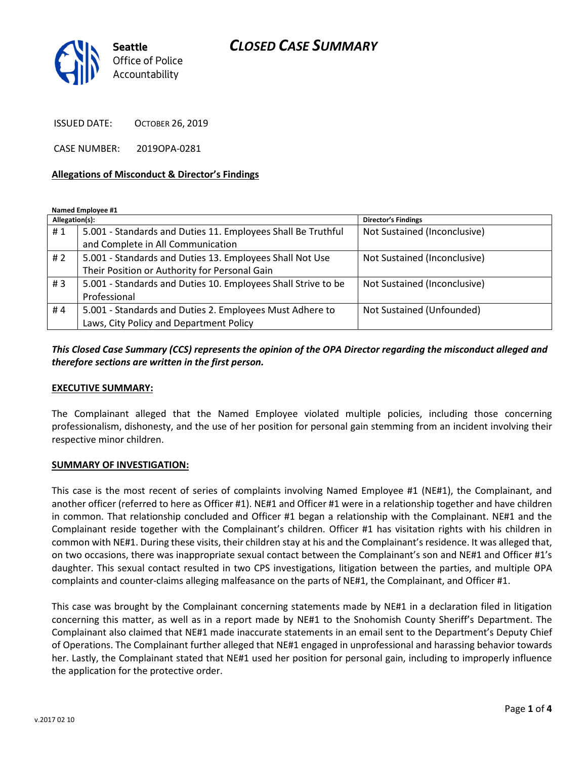# CLOSED CASE SUMMARY

Seattle Office of Police Accountability

ISSUED DATE: OCTOBER 26, 2019

CASE NUMBER: 2019OPA-0281

## Allegations of Misconduct & Director's Findings

**Named Employee #1**

| Allegation(s): | | Director's Findings |
|---|---|---|
| # 1 | 5.001 - Standards and Duties 11. Employees Shall Be Truthful and Complete in All Communication | Not Sustained (Inconclusive) |
| # 2 | 5.001 - Standards and Duties 13. Employees Shall Not Use Their Position or Authority for Personal Gain | Not Sustained (Inconclusive) |
| # 3 | 5.001 - Standards and Duties 10. Employees Shall Strive to be Professional | Not Sustained (Inconclusive) |
| # 4 | 5.001 - Standards and Duties 2. Employees Must Adhere to Laws, City Policy and Department Policy | Not Sustained (Unfounded) |

***This Closed Case Summary (CCS) represents the opinion of the OPA Director regarding the misconduct alleged and therefore sections are written in the first person.***

## EXECUTIVE SUMMARY:

The Complainant alleged that the Named Employee violated multiple policies, including those concerning professionalism, dishonesty, and the use of her position for personal gain stemming from an incident involving their respective minor children.

## SUMMARY OF INVESTIGATION:

This case is the most recent of series of complaints involving Named Employee #1 (NE#1), the Complainant, and another officer (referred to here as Officer #1). NE#1 and Officer #1 were in a relationship together and have children in common. That relationship concluded and Officer #1 began a relationship with the Complainant. NE#1 and the Complainant reside together with the Complainant's children. Officer #1 has visitation rights with his children in common with NE#1. During these visits, their children stay at his and the Complainant's residence. It was alleged that, on two occasions, there was inappropriate sexual contact between the Complainant's son and NE#1 and Officer #1's daughter. This sexual contact resulted in two CPS investigations, litigation between the parties, and multiple OPA complaints and counter-claims alleging malfeasance on the parts of NE#1, the Complainant, and Officer #1.

This case was brought by the Complainant concerning statements made by NE#1 in a declaration filed in litigation concerning this matter, as well as in a report made by NE#1 to the Snohomish County Sheriff's Department. The Complainant also claimed that NE#1 made inaccurate statements in an email sent to the Department's Deputy Chief of Operations. The Complainant further alleged that NE#1 engaged in unprofessional and harassing behavior towards her. Lastly, the Complainant stated that NE#1 used her position for personal gain, including to improperly influence the application for the protective order.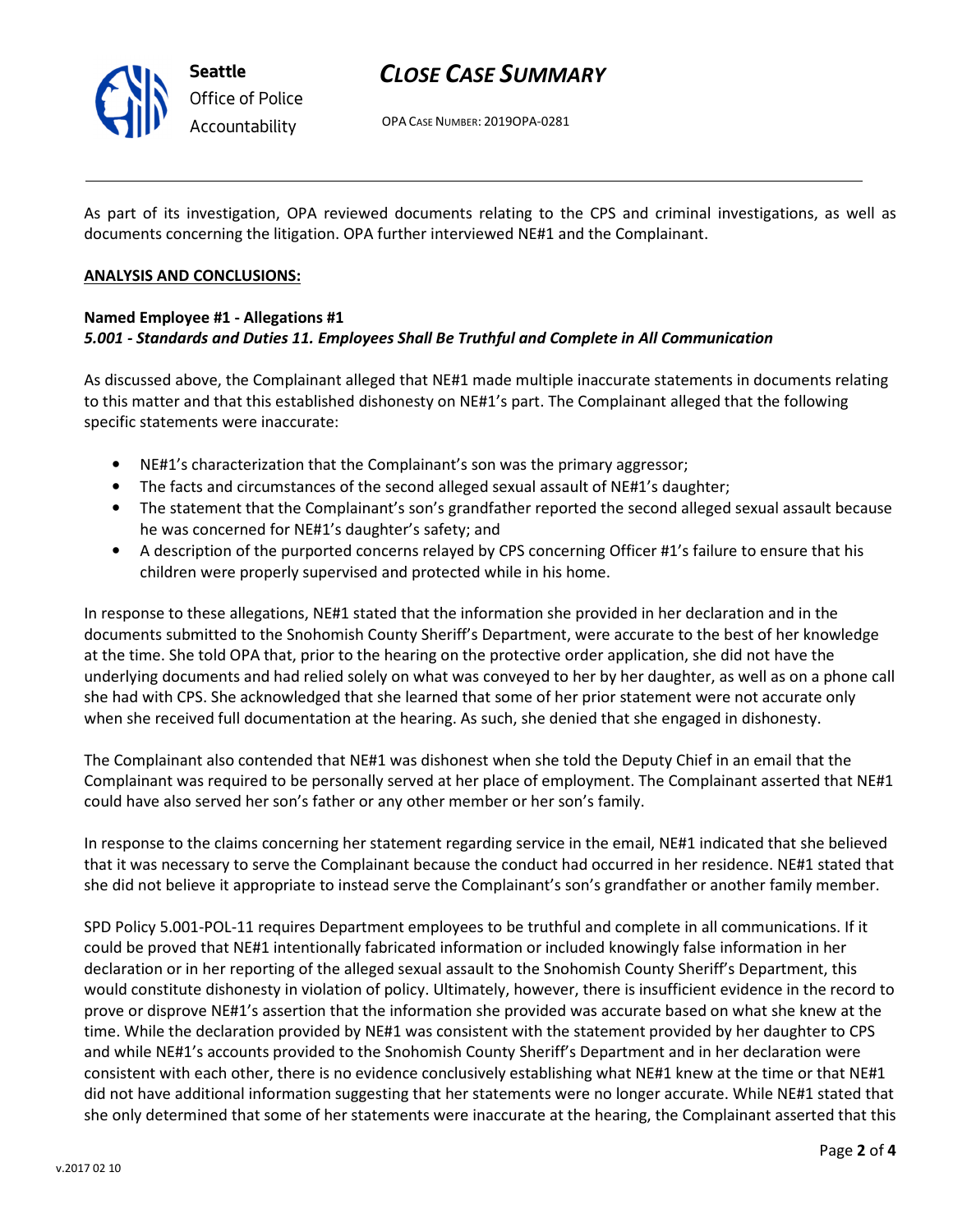As part of its investigation, OPA reviewed documents relating to the CPS and criminal investigations, as well as documents concerning the litigation. OPA further interviewed NE#1 and the Complainant.

**ANALYSIS AND CONCLUSIONS:**

**Named Employee #1 - Allegations #1**
***5.001 - Standards and Duties 11. Employees Shall Be Truthful and Complete in All Communication***

As discussed above, the Complainant alleged that NE#1 made multiple inaccurate statements in documents relating to this matter and that this established dishonesty on NE#1's part. The Complainant alleged that the following specific statements were inaccurate:

- NE#1's characterization that the Complainant's son was the primary aggressor;
- The facts and circumstances of the second alleged sexual assault of NE#1's daughter;
- The statement that the Complainant's son's grandfather reported the second alleged sexual assault because he was concerned for NE#1's daughter's safety; and
- A description of the purported concerns relayed by CPS concerning Officer #1's failure to ensure that his children were properly supervised and protected while in his home.

In response to these allegations, NE#1 stated that the information she provided in her declaration and in the documents submitted to the Snohomish County Sheriff's Department, were accurate to the best of her knowledge at the time. She told OPA that, prior to the hearing on the protective order application, she did not have the underlying documents and had relied solely on what was conveyed to her by her daughter, as well as on a phone call she had with CPS. She acknowledged that she learned that some of her prior statement were not accurate only when she received full documentation at the hearing. As such, she denied that she engaged in dishonesty.

The Complainant also contended that NE#1 was dishonest when she told the Deputy Chief in an email that the Complainant was required to be personally served at her place of employment. The Complainant asserted that NE#1 could have also served her son's father or any other member or her son's family.

In response to the claims concerning her statement regarding service in the email, NE#1 indicated that she believed that it was necessary to serve the Complainant because the conduct had occurred in her residence. NE#1 stated that she did not believe it appropriate to instead serve the Complainant's son's grandfather or another family member.

SPD Policy 5.001-POL-11 requires Department employees to be truthful and complete in all communications. If it could be proved that NE#1 intentionally fabricated information or included knowingly false information in her declaration or in her reporting of the alleged sexual assault to the Snohomish County Sheriff's Department, this would constitute dishonesty in violation of policy. Ultimately, however, there is insufficient evidence in the record to prove or disprove NE#1's assertion that the information she provided was accurate based on what she knew at the time. While the declaration provided by NE#1 was consistent with the statement provided by her daughter to CPS and while NE#1's accounts provided to the Snohomish County Sheriff's Department and in her declaration were consistent with each other, there is no evidence conclusively establishing what NE#1 knew at the time or that NE#1 did not have additional information suggesting that her statements were no longer accurate. While NE#1 stated that she only determined that some of her statements were inaccurate at the hearing, the Complainant asserted that this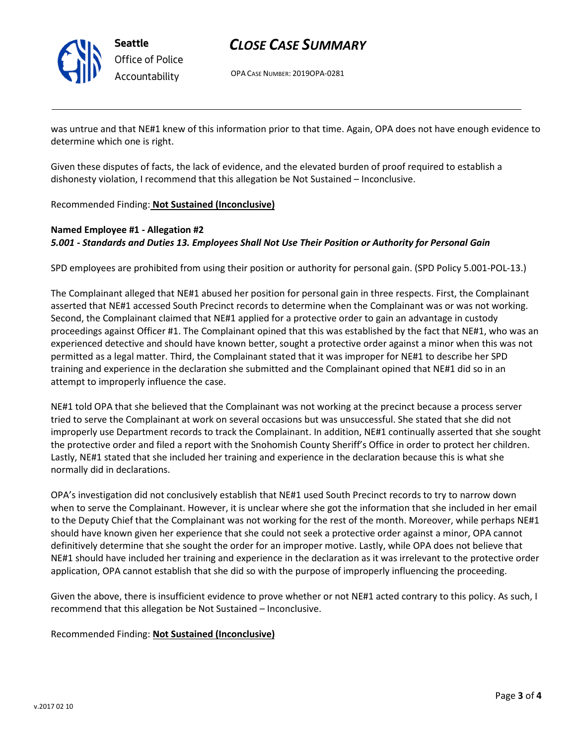was untrue and that NE#1 knew of this information prior to that time. Again, OPA does not have enough evidence to determine which one is right.

Given these disputes of facts, the lack of evidence, and the elevated burden of proof required to establish a dishonesty violation, I recommend that this allegation be Not Sustained – Inconclusive.

Recommended Finding: **Not Sustained (Inconclusive)**

**Named Employee #1 - Allegation #2**
***5.001 - Standards and Duties 13. Employees Shall Not Use Their Position or Authority for Personal Gain***

SPD employees are prohibited from using their position or authority for personal gain. (SPD Policy 5.001-POL-13.)

The Complainant alleged that NE#1 abused her position for personal gain in three respects. First, the Complainant asserted that NE#1 accessed South Precinct records to determine when the Complainant was or was not working. Second, the Complainant claimed that NE#1 applied for a protective order to gain an advantage in custody proceedings against Officer #1. The Complainant opined that this was established by the fact that NE#1, who was an experienced detective and should have known better, sought a protective order against a minor when this was not permitted as a legal matter. Third, the Complainant stated that it was improper for NE#1 to describe her SPD training and experience in the declaration she submitted and the Complainant opined that NE#1 did so in an attempt to improperly influence the case.

NE#1 told OPA that she believed that the Complainant was not working at the precinct because a process server tried to serve the Complainant at work on several occasions but was unsuccessful. She stated that she did not improperly use Department records to track the Complainant. In addition, NE#1 continually asserted that she sought the protective order and filed a report with the Snohomish County Sheriff's Office in order to protect her children. Lastly, NE#1 stated that she included her training and experience in the declaration because this is what she normally did in declarations.

OPA's investigation did not conclusively establish that NE#1 used South Precinct records to try to narrow down when to serve the Complainant. However, it is unclear where she got the information that she included in her email to the Deputy Chief that the Complainant was not working for the rest of the month. Moreover, while perhaps NE#1 should have known given her experience that she could not seek a protective order against a minor, OPA cannot definitively determine that she sought the order for an improper motive. Lastly, while OPA does not believe that NE#1 should have included her training and experience in the declaration as it was irrelevant to the protective order application, OPA cannot establish that she did so with the purpose of improperly influencing the proceeding.

Given the above, there is insufficient evidence to prove whether or not NE#1 acted contrary to this policy. As such, I recommend that this allegation be Not Sustained – Inconclusive.

Recommended Finding: **Not Sustained (Inconclusive)**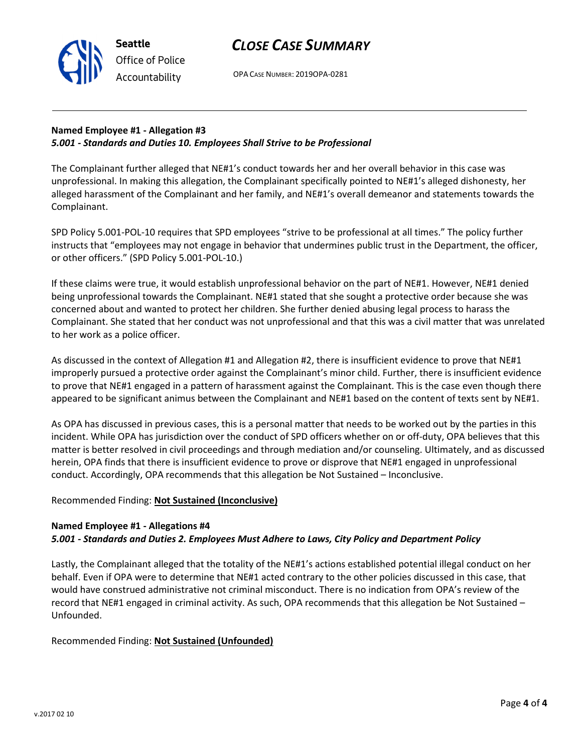**Named Employee #1 - Allegation #3**
***5.001 - Standards and Duties 10. Employees Shall Strive to be Professional***

The Complainant further alleged that NE#1's conduct towards her and her overall behavior in this case was unprofessional. In making this allegation, the Complainant specifically pointed to NE#1's alleged dishonesty, her alleged harassment of the Complainant and her family, and NE#1's overall demeanor and statements towards the Complainant.

SPD Policy 5.001-POL-10 requires that SPD employees "strive to be professional at all times." The policy further instructs that "employees may not engage in behavior that undermines public trust in the Department, the officer, or other officers." (SPD Policy 5.001-POL-10.)

If these claims were true, it would establish unprofessional behavior on the part of NE#1. However, NE#1 denied being unprofessional towards the Complainant. NE#1 stated that she sought a protective order because she was concerned about and wanted to protect her children. She further denied abusing legal process to harass the Complainant. She stated that her conduct was not unprofessional and that this was a civil matter that was unrelated to her work as a police officer.

As discussed in the context of Allegation #1 and Allegation #2, there is insufficient evidence to prove that NE#1 improperly pursued a protective order against the Complainant's minor child. Further, there is insufficient evidence to prove that NE#1 engaged in a pattern of harassment against the Complainant. This is the case even though there appeared to be significant animus between the Complainant and NE#1 based on the content of texts sent by NE#1.

As OPA has discussed in previous cases, this is a personal matter that needs to be worked out by the parties in this incident. While OPA has jurisdiction over the conduct of SPD officers whether on or off-duty, OPA believes that this matter is better resolved in civil proceedings and through mediation and/or counseling. Ultimately, and as discussed herein, OPA finds that there is insufficient evidence to prove or disprove that NE#1 engaged in unprofessional conduct. Accordingly, OPA recommends that this allegation be Not Sustained – Inconclusive.

Recommended Finding: **Not Sustained (Inconclusive)**

**Named Employee #1 - Allegations #4**
***5.001 - Standards and Duties 2. Employees Must Adhere to Laws, City Policy and Department Policy***

Lastly, the Complainant alleged that the totality of the NE#1's actions established potential illegal conduct on her behalf. Even if OPA were to determine that NE#1 acted contrary to the other policies discussed in this case, that would have construed administrative not criminal misconduct. There is no indication from OPA's review of the record that NE#1 engaged in criminal activity. As such, OPA recommends that this allegation be Not Sustained – Unfounded.

Recommended Finding: **Not Sustained (Unfounded)**